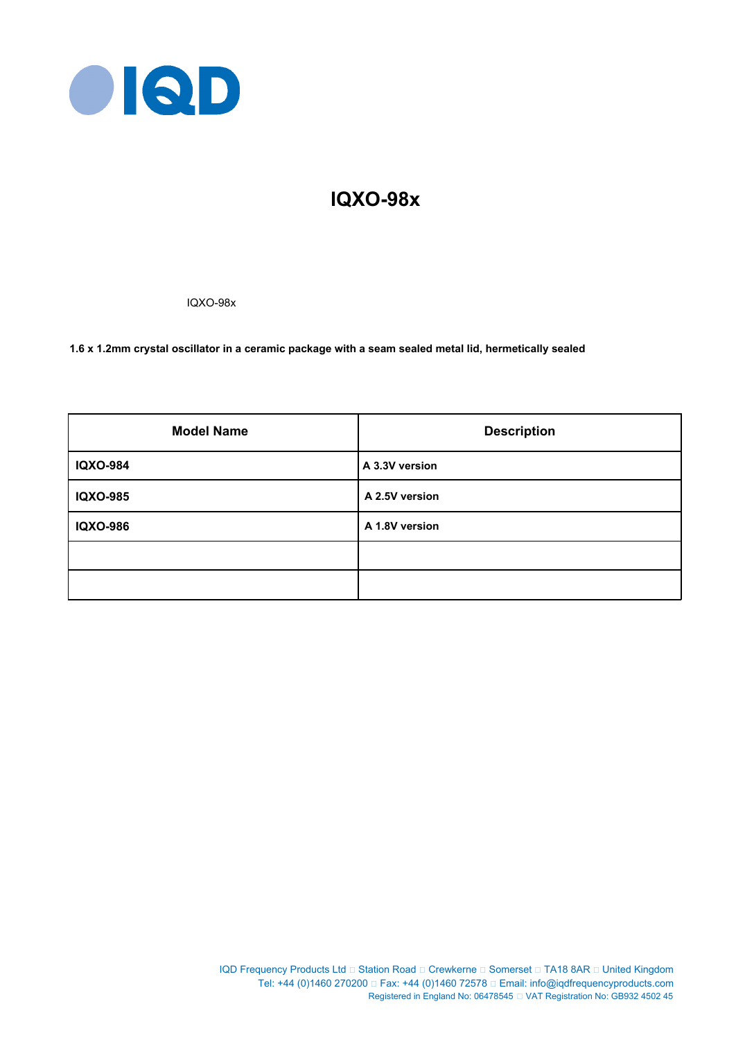# IQXO-98x

IQXO-98x

**1.6 x 1.2mm crystal oscillator in a ceramic package with a seam sealed metal lid, hermetically sealed**

| Model Name | Description |
|---|---|
| **IQXO-984** | **A 3.3V version** |
| **IQXO-985** | **A 2.5V version** |
| **IQXO-986** | **A 1.8V version** |
| | |
| | |

IQD Frequency Products Ltd □ Station Road □ Crewkerne □ Somerset □ TA18 8AR □ United Kingdom
Tel: +44 (0)1460 270200 □ Fax: +44 (0)1460 72578 □ Email: info@iqdfrequencyproducts.com
Registered in England No: 06478545 □ VAT Registration No: GB932 4502 45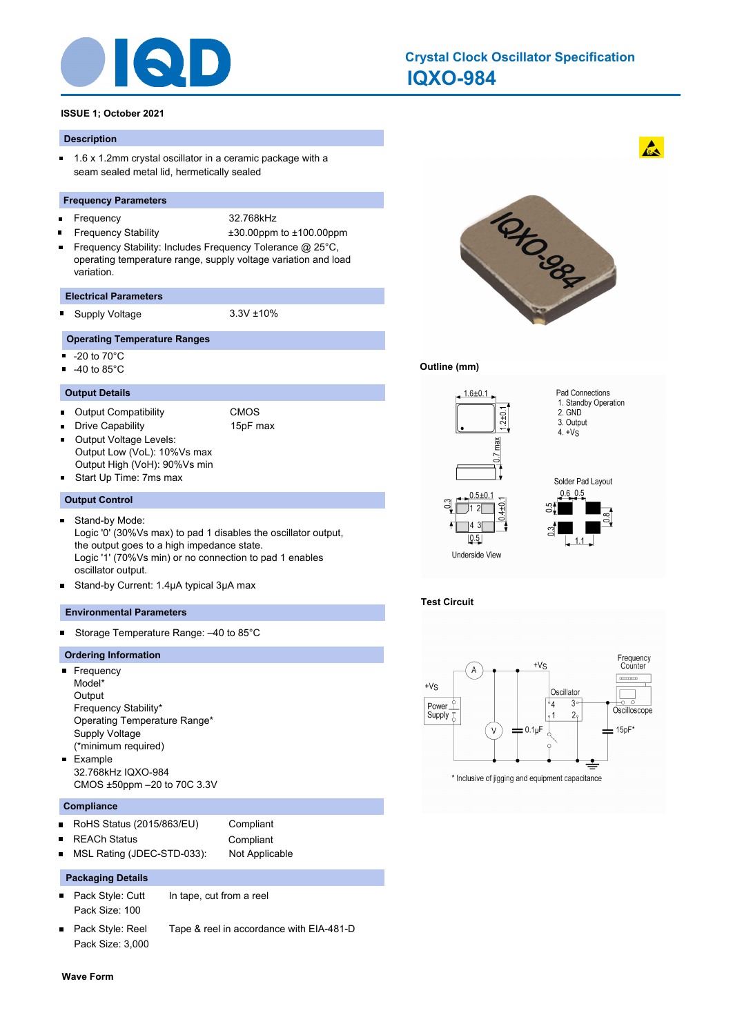# Crystal Clock Oscillator Specification
# IQXO-984

**ISSUE 1; October 2021**

## Description

- 1.6 x 1.2mm crystal oscillator in a ceramic package with a seam sealed metal lid, hermetically sealed

## Frequency Parameters

- Frequency 32.768kHz
- Frequency Stability ±30.00ppm to ±100.00ppm
- Frequency Stability: Includes Frequency Tolerance @ 25°C, operating temperature range, supply voltage variation and load variation.

## Electrical Parameters

- Supply Voltage 3.3V ±10%

## Operating Temperature Ranges

- -20 to 70°C
- -40 to 85°C

## Output Details

- Output Compatibility CMOS
- Drive Capability 15pF max
- Output Voltage Levels:
  Output Low (VoL): 10%Vs max
  Output High (VoH): 90%Vs min
- Start Up Time: 7ms max

## Output Control

- Stand-by Mode:
  Logic '0' (30%Vs max) to pad 1 disables the oscillator output, the output goes to a high impedance state.
  Logic '1' (70%Vs min) or no connection to pad 1 enables oscillator output.
- Stand-by Current: 1.4μA typical 3μA max

## Environmental Parameters

- Storage Temperature Range: –40 to 85°C

## Ordering Information

- Frequency
  Model*
  Output
  Frequency Stability*
  Operating Temperature Range*
  Supply Voltage
  (*minimum required)
- Example
  32.768kHz IQXO-984
  CMOS ±50ppm –20 to 70C 3.3V

## Compliance

- RoHS Status (2015/863/EU) Compliant
- REACh Status Compliant
- MSL Rating (JDEC-STD-033): Not Applicable

## Packaging Details

- Pack Style: Cutt In tape, cut from a reel
  Pack Size: 100
- Pack Style: Reel Tape & reel in accordance with EIA-481-D
  Pack Size: 3,000

**Outline (mm)**

Pad Connections
1. Standby Operation
2. GND
3. Output
4. +Vs

Solder Pad Layout

Underside View

**Test Circuit**

* Inclusive of jigging and equipment capacitance

**Wave Form**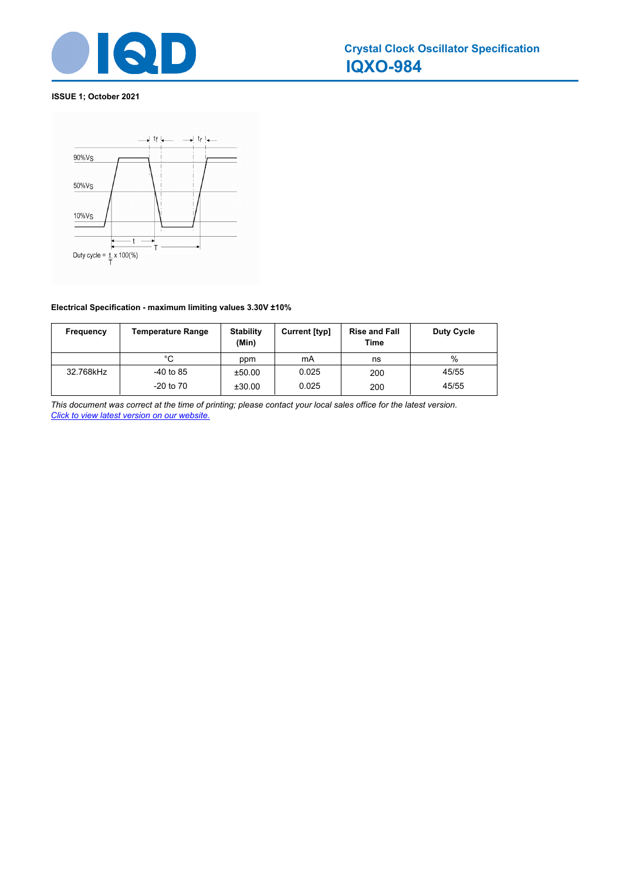# Crystal Clock Oscillator Specification

## IQXO-984

**ISSUE 1; October 2021**

90%VS

50%VS

10%VS

$t_f$ $t_r$

t

T

Duty cycle = $\frac{t}{T}$ x 100(%)

**Electrical Specification - maximum limiting values 3.30V ±10%**

| Frequency | Temperature Range | Stability (Min) | Current [typ] | Rise and Fall Time | Duty Cycle |
|---|---|---|---|---|---|
| | °C | ppm | mA | ns | % |
| 32.768kHz | -40 to 85 | ±50.00 | 0.025 | 200 | 45/55 |
| | -20 to 70 | ±30.00 | 0.025 | 200 | 45/55 |

*This document was correct at the time of printing; please contact your local sales office for the latest version.*
*Click to view latest version on our website.*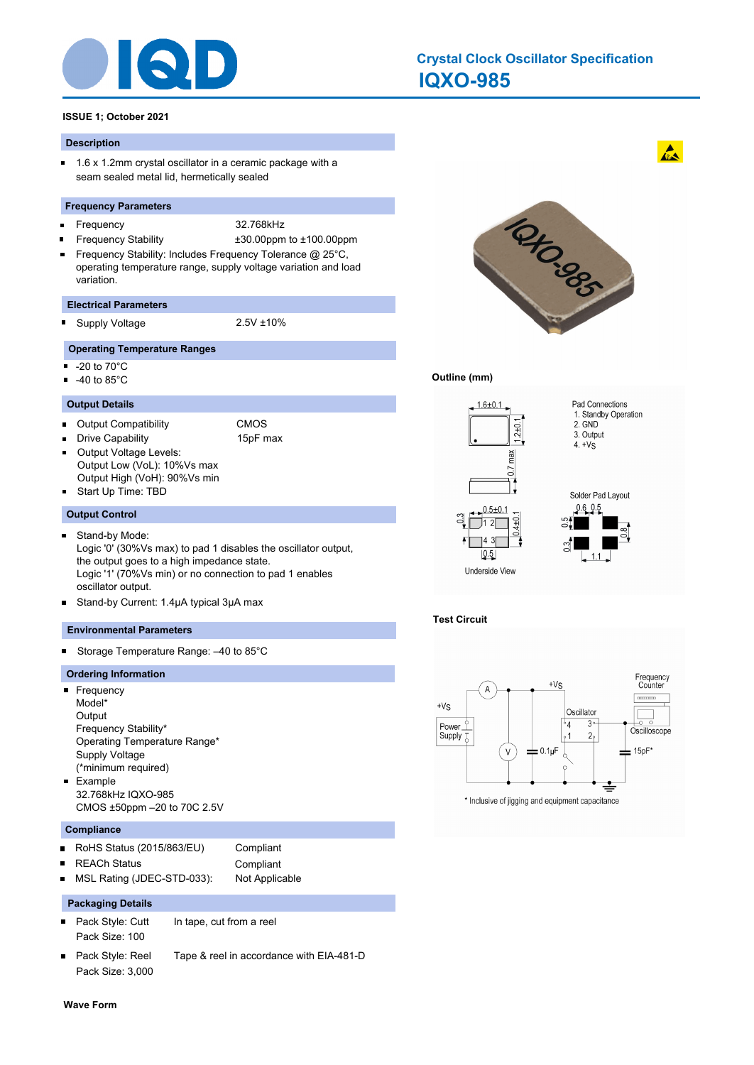# Crystal Clock Oscillator Specification

## IQXO-985

**ISSUE 1; October 2021**

### Description

- 1.6 x 1.2mm crystal oscillator in a ceramic package with a seam sealed metal lid, hermetically sealed

### Frequency Parameters

- Frequency 32.768kHz
- Frequency Stability ±30.00ppm to ±100.00ppm
- Frequency Stability: Includes Frequency Tolerance @ 25°C, operating temperature range, supply voltage variation and load variation.

### Electrical Parameters

- Supply Voltage 2.5V ±10%

### Operating Temperature Ranges

- -20 to 70°C
- -40 to 85°C

### Output Details

- Output Compatibility CMOS
- Drive Capability 15pF max
- Output Voltage Levels:
  Output Low (VoL): 10%Vs max
  Output High (VoH): 90%Vs min
- Start Up Time: TBD

### Output Control

- Stand-by Mode:
  Logic '0' (30%Vs max) to pad 1 disables the oscillator output, the output goes to a high impedance state.
  Logic '1' (70%Vs min) or no connection to pad 1 enables oscillator output.
- Stand-by Current: 1.4μA typical 3μA max

### Environmental Parameters

- Storage Temperature Range: –40 to 85°C

### Ordering Information

- Frequency
  Model*
  Output
  Frequency Stability*
  Operating Temperature Range*
  Supply Voltage
  (*minimum required)
- Example
  32.768kHz IQXO-985
  CMOS ±50ppm –20 to 70C 2.5V

### Compliance

- RoHS Status (2015/863/EU) Compliant
- REACh Status Compliant
- MSL Rating (JDEC-STD-033): Not Applicable

### Packaging Details

- Pack Style: Cutt In tape, cut from a reel
  Pack Size: 100
- Pack Style: Reel Tape & reel in accordance with EIA-481-D
  Pack Size: 3,000

**Outline (mm)**

Pad Connections
1. Standby Operation
2. GND
3. Output
4. +Vs

Solder Pad Layout

Underside View

**Test Circuit**

\* Inclusive of jigging and equipment capacitance

**Wave Form**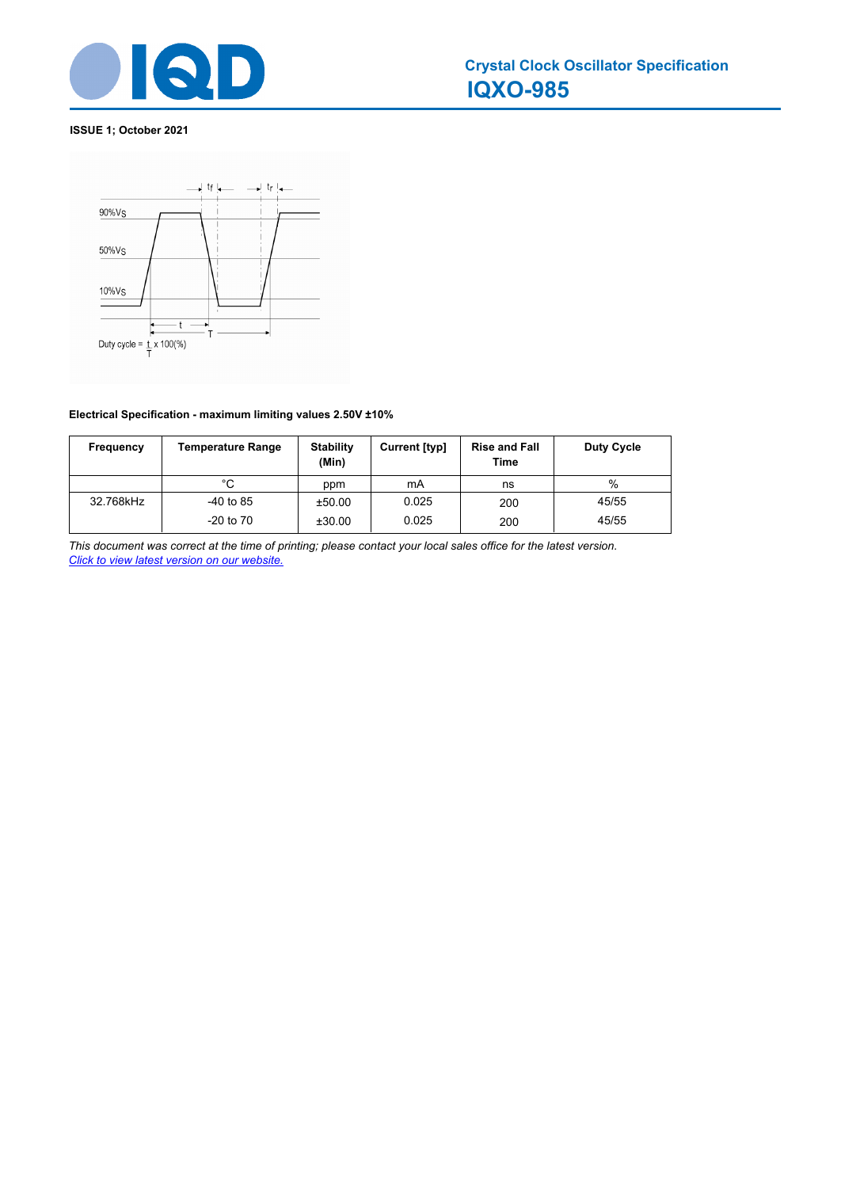ISSUE 1; October 2021

**Electrical Specification - maximum limiting values 2.50V ±10%**

| Frequency | Temperature Range | Stability (Min) | Current [typ] | Rise and Fall Time | Duty Cycle |
|---|---|---|---|---|---|
| | °C | ppm | mA | ns | % |
| 32.768kHz | -40 to 85 | ±50.00 | 0.025 | 200 | 45/55 |
| | -20 to 70 | ±30.00 | 0.025 | 200 | 45/55 |

*This document was correct at the time of printing; please contact your local sales office for the latest version.*
*Click to view latest version on our website.*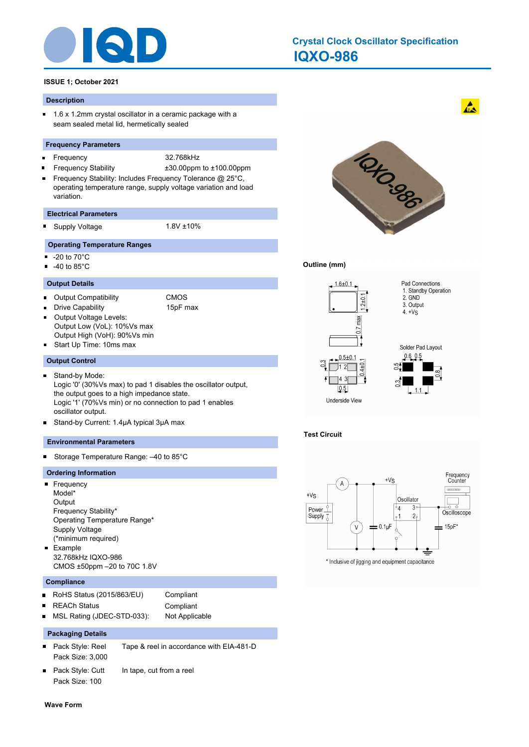# Crystal Clock Oscillator Specification

# IQXO-986

**ISSUE 1; October 2021**

## Description

- 1.6 x 1.2mm crystal oscillator in a ceramic package with a seam sealed metal lid, hermetically sealed

## Frequency Parameters

- Frequency: 32.768kHz
- Frequency Stability: ±30.00ppm to ±100.00ppm
- Frequency Stability: Includes Frequency Tolerance @ 25°C, operating temperature range, supply voltage variation and load variation.

## Electrical Parameters

- Supply Voltage: 1.8V ±10%

## Operating Temperature Ranges

- -20 to 70°C
- -40 to 85°C

## Output Details

- Output Compatibility: CMOS
- Drive Capability: 15pF max
- Output Voltage Levels:
  Output Low (VoL): 10%Vs max
  Output High (VoH): 90%Vs min
- Start Up Time: 10ms max

## Output Control

- Stand-by Mode:
  Logic '0' (30%Vs max) to pad 1 disables the oscillator output, the output goes to a high impedance state.
  Logic '1' (70%Vs min) or no connection to pad 1 enables oscillator output.
- Stand-by Current: 1.4µA typical 3µA max

## Environmental Parameters

- Storage Temperature Range: –40 to 85°C

## Ordering Information

- Frequency
  Model*
  Output
  Frequency Stability*
  Operating Temperature Range*
  Supply Voltage
  (*minimum required)
- Example
  32.768kHz IQXO-986
  CMOS ±50ppm –20 to 70C 1.8V

## Compliance

- RoHS Status (2015/863/EU): Compliant
- REACh Status: Compliant
- MSL Rating (JDEC-STD-033): Not Applicable

## Packaging Details

- Pack Style: Reel — Tape & reel in accordance with EIA-481-D
  Pack Size: 3,000
- Pack Style: Cutt — In tape, cut from a reel
  Pack Size: 100

## Outline (mm)

Pad Connections
1. Standby Operation
2. GND
3. Output
4. +Vs

Dimensions: 1.6±0.1, 1.2±0.1, 0.7 max, 0.5±0.1, 0.4±0.1, 0.3, 0.5

Underside View

Solder Pad Layout: 0.6, 0.5, 0.5, 0.3, 0.8, 1.1

## Test Circuit

+Vs, Power Supply, A, V, 0.1µF, Oscillator, Frequency Counter, Oscilloscope, 15pF*

\* Inclusive of jigging and equipment capacitance

## Wave Form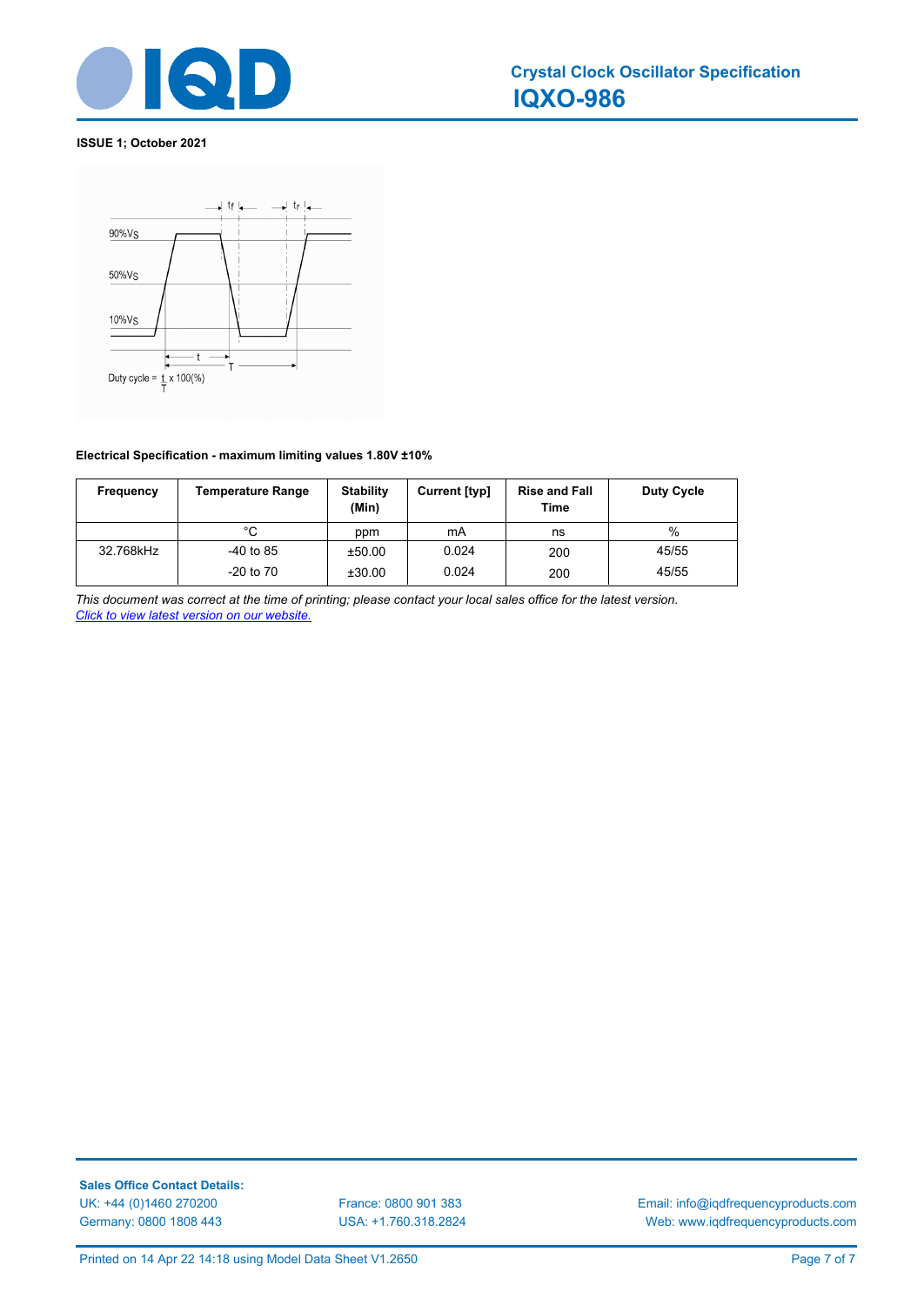**ISSUE 1; October 2021**

tf

tr

90%VS

50%VS

10%VS

t

T

Duty cycle = $\frac{t}{T}$ x 100(%)

**Electrical Specification - maximum limiting values 1.80V ±10%**

| Frequency | Temperature Range | Stability (Min) | Current [typ] | Rise and Fall Time | Duty Cycle |
|---|---|---|---|---|---|
| | °C | ppm | mA | ns | % |
| 32.768kHz | -40 to 85 | ±50.00 | 0.024 | 200 | 45/55 |
| | -20 to 70 | ±30.00 | 0.024 | 200 | 45/55 |

*This document was correct at the time of printing; please contact your local sales office for the latest version.*
*Click to view latest version on our website.*

**Sales Office Contact Details:**
UK: +44 (0)1460 270200
Germany: 0800 1808 443
France: 0800 901 383
USA: +1.760.318.2824
Email: info@iqdfrequencyproducts.com
Web: www.iqdfrequencyproducts.com